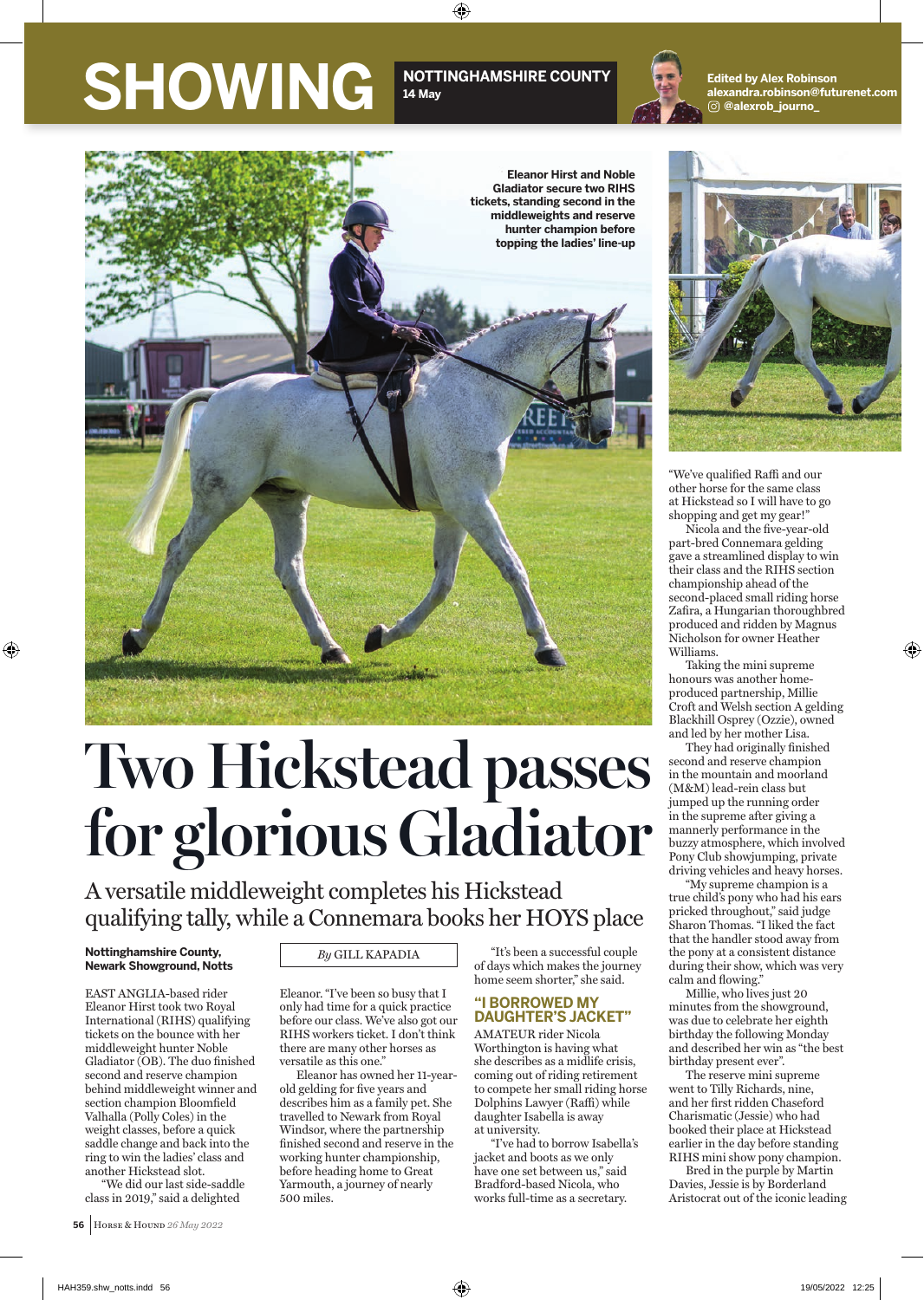# SHOWING

**NOTTINGHAMSHIRE COUNTY**
**14 May**

**Edited by Alex Robinson**
**alexandra.robinson@futurenet.com**
**@alexrob_journo_**

**Eleanor Hirst and Noble Gladiator secure two RIHS tickets, standing second in the middleweights and reserve hunter champion before topping the ladies' line-up**

# Two Hickstead passes for glorious Gladiator

## A versatile middleweight completes his Hickstead qualifying tally, while a Connemara books her HOYS place

**Nottinghamshire County, Newark Showground, Notts**

*By* GILL KAPADIA

EAST ANGLIA-based rider Eleanor Hirst took two Royal International (RIHS) qualifying tickets on the bounce with her middleweight hunter Noble Gladiator (OB). The duo finished second and reserve champion behind middleweight winner and section champion Bloomfield Valhalla (Polly Coles) in the weight classes, before a quick saddle change and back into the ring to win the ladies' class and another Hickstead slot.

"We did our last side-saddle class in 2019," said a delighted Eleanor. "I've been so busy that I only had time for a quick practice before our class. We've also got our RIHS workers ticket. I don't think there are many other horses as versatile as this one."

Eleanor has owned her 11-year-old gelding for five years and describes him as a family pet. She travelled to Newark from Royal Windsor, where the partnership finished second and reserve in the working hunter championship, before heading home to Great Yarmouth, a journey of nearly 500 miles.

"It's been a successful couple of days which makes the journey home seem shorter," she said.

### "I BORROWED MY DAUGHTER'S JACKET"

AMATEUR rider Nicola Worthington is having what she describes as a midlife crisis, coming out of riding retirement to compete her small riding horse Dolphins Lawyer (Raffi) while daughter Isabella is away at university.

"I've had to borrow Isabella's jacket and boots as we only have one set between us," said Bradford-based Nicola, who works full-time as a secretary.

"We've qualified Raffi and our other horse for the same class at Hickstead so I will have to go shopping and get my gear!"

Nicola and the five-year-old part-bred Connemara gelding gave a streamlined display to win their class and the RIHS section championship ahead of the second-placed small riding horse Zafira, a Hungarian thoroughbred produced and ridden by Magnus Nicholson for owner Heather Williams.

Taking the mini supreme honours was another home-produced partnership, Millie Croft and Welsh section A gelding Blackhill Osprey (Ozzie), owned and led by her mother Lisa.

They had originally finished second and reserve champion in the mountain and moorland (M&M) lead-rein class but jumped up the running order in the supreme after giving a mannerly performance in the buzzy atmosphere, which involved Pony Club showjumping, private driving vehicles and heavy horses.

"My supreme champion is a true child's pony who had his ears pricked throughout," said judge Sharon Thomas. "I liked the fact that the handler stood away from the pony at a consistent distance during their show, which was very calm and flowing."

Millie, who lives just 20 minutes from the showground, was due to celebrate her eighth birthday the following Monday and described her win as "the best birthday present ever".

The reserve mini supreme went to Tilly Richards, nine, and her first ridden Chaseford Charismatic (Jessie) who had booked their place at Hickstead earlier in the day before standing RIHS mini show pony champion.

Bred in the purple by Martin Davies, Jessie is by Borderland Aristocrat out of the iconic leading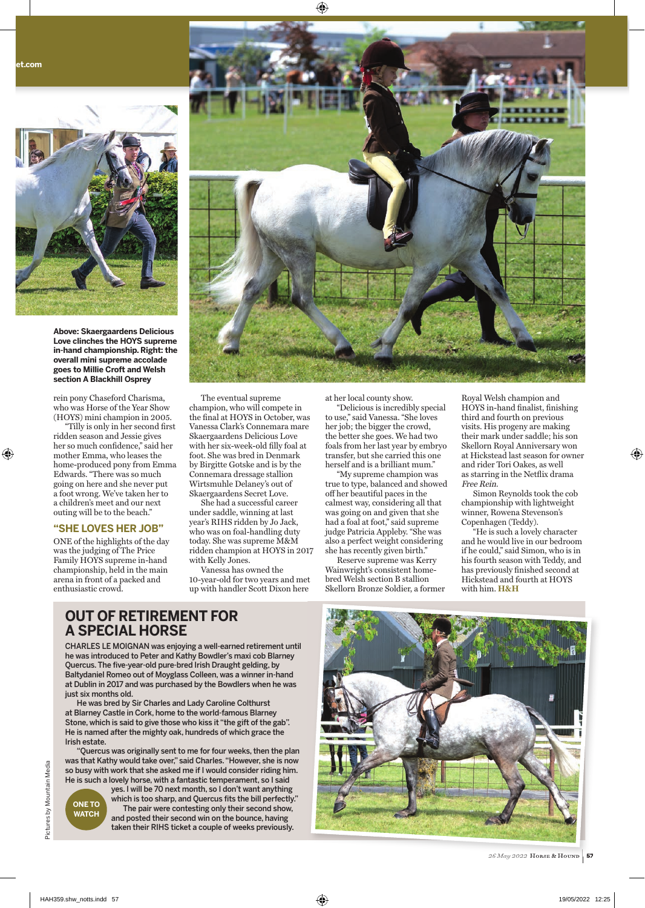Above: Skaergaardens Delicious Love clinches the HOYS supreme in-hand championship. Right: the overall mini supreme accolade goes to Millie Croft and Welsh section A Blackhill Osprey

rein pony Chaseford Charisma, who was Horse of the Year Show (HOYS) mini champion in 2005.

"Tilly is only in her second first ridden season and Jessie gives her so much confidence," said her mother Emma, who leases the home-produced pony from Emma Edwards. "There was so much going on here and she never put a foot wrong. We've taken her to a children's meet and our next outing will be to the beach."

### "SHE LOVES HER JOB"

ONE of the highlights of the day was the judging of The Price Family HOYS supreme in-hand championship, held in the main arena in front of a packed and enthusiastic crowd.

The eventual supreme champion, who will compete in the final at HOYS in October, was Vanessa Clark's Connemara mare Skaergaardens Delicious Love with her six-week-old filly foal at foot. She was bred in Denmark by Birgitte Gotske and is by the Connemara dressage stallion Wirtsmuhle Delaney's out of Skaergaardens Secret Love.

She had a successful career under saddle, winning at last year's RIHS ridden by Jo Jack, who was on foal-handling duty today. She was supreme M&M ridden champion at HOYS in 2017 with Kelly Jones.

Vanessa has owned the 10-year-old for two years and met up with handler Scott Dixon here at her local county show.

"Delicious is incredibly special to use," said Vanessa. "She loves her job; the bigger the crowd, the better she goes. We had two foals from her last year by embryo transfer, but she carried this one herself and is a brilliant mum."

"My supreme champion was true to type, balanced and showed off her beautiful paces in the calmest way, considering all that was going on and given that she had a foal at foot," said supreme judge Patricia Appleby. "She was also a perfect weight considering she has recently given birth."

Reserve supreme was Kerry Wainwright's consistent home-bred Welsh section B stallion Skellorn Bronze Soldier, a former Royal Welsh champion and HOYS in-hand finalist, finishing third and fourth on previous visits. His progeny are making their mark under saddle; his son Skellorn Royal Anniversary won at Hickstead last season for owner and rider Tori Oakes, as well as starring in the Netflix drama *Free Rein*.

Simon Reynolds took the cob championship with lightweight winner, Rowena Stevenson's Copenhagen (Teddy).

"He is such a lovely character and he would live in our bedroom if he could," said Simon, who is in his fourth season with Teddy, and has previously finished second at Hickstead and fourth at HOYS with him. **H&H**

## OUT OF RETIREMENT FOR A SPECIAL HORSE

CHARLES LE MOIGNAN was enjoying a well-earned retirement until he was introduced to Peter and Kathy Bowdler's maxi cob Blarney Quercus. The five-year-old pure-bred Irish Draught gelding, by Baltydaniel Romeo out of Moyglass Colleen, was a winner in-hand at Dublin in 2017 and was purchased by the Bowdlers when he was just six months old.

He was bred by Sir Charles and Lady Caroline Colthurst at Blarney Castle in Cork, home to the world-famous Blarney Stone, which is said to give those who kiss it "the gift of the gab". He is named after the mighty oak, hundreds of which grace the Irish estate.

"Quercus was originally sent to me for four weeks, then the plan was that Kathy would take over," said Charles. "However, she is now so busy with work that she asked me if I would consider riding him. He is such a lovely horse, with a fantastic temperament, so I said yes. I will be 70 next month, so I don't want anything which is too sharp, and Quercus fits the bill perfectly."

**ONE TO WATCH**

The pair were contesting only their second show, and posted their second win on the bounce, having taken their RIHS ticket a couple of weeks previously.

Pictures by Mountain Media